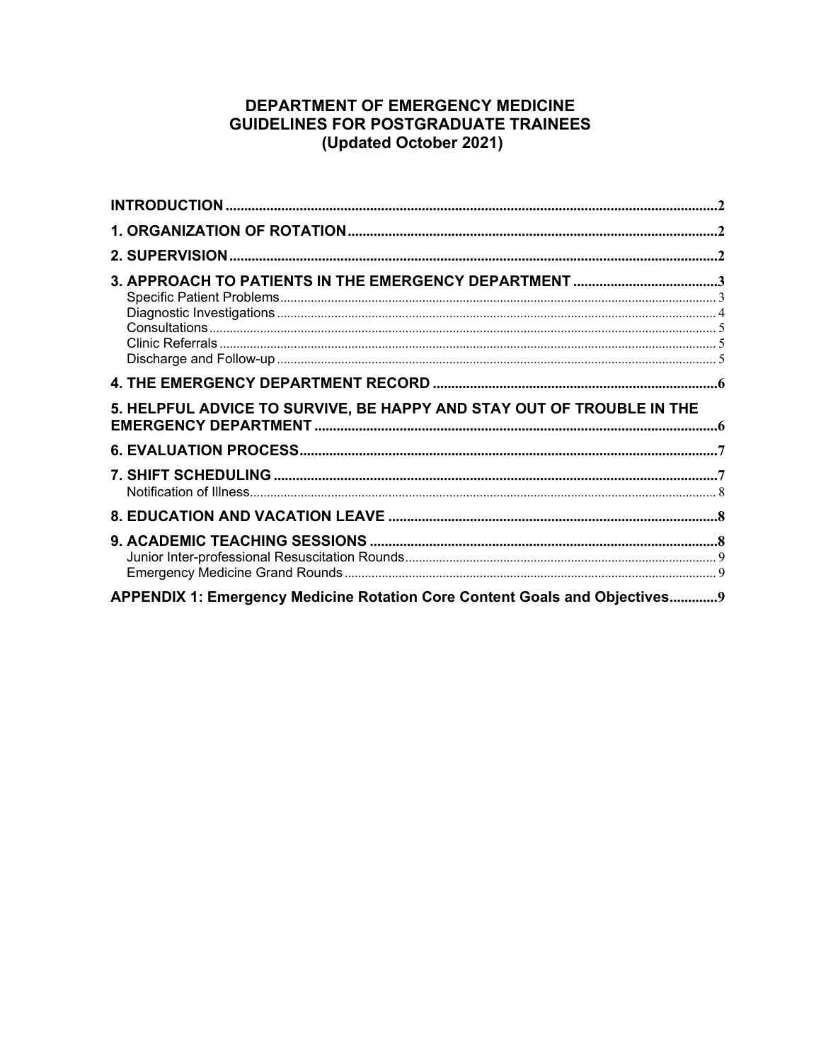# DEPARTMENT OF EMERGENCY MEDICINE
# GUIDELINES FOR POSTGRADUATE TRAINEES
## (Updated October 2021)

**INTRODUCTION** .......... 2

**1. ORGANIZATION OF ROTATION** .......... 2

**2. SUPERVISION** .......... 2

**3. APPROACH TO PATIENTS IN THE EMERGENCY DEPARTMENT** .......... 3
- Specific Patient Problems .......... 3
- Diagnostic Investigations .......... 4
- Consultations .......... 5
- Clinic Referrals .......... 5
- Discharge and Follow-up .......... 5

**4. THE EMERGENCY DEPARTMENT RECORD** .......... 6

**5. HELPFUL ADVICE TO SURVIVE, BE HAPPY AND STAY OUT OF TROUBLE IN THE EMERGENCY DEPARTMENT** .......... 6

**6. EVALUATION PROCESS** .......... 7

**7. SHIFT SCHEDULING** .......... 7
- Notification of Illness .......... 8

**8. EDUCATION AND VACATION LEAVE** .......... 8

**9. ACADEMIC TEACHING SESSIONS** .......... 8
- Junior Inter-professional Resuscitation Rounds .......... 9
- Emergency Medicine Grand Rounds .......... 9

**APPENDIX 1: Emergency Medicine Rotation Core Content Goals and Objectives** .......... 9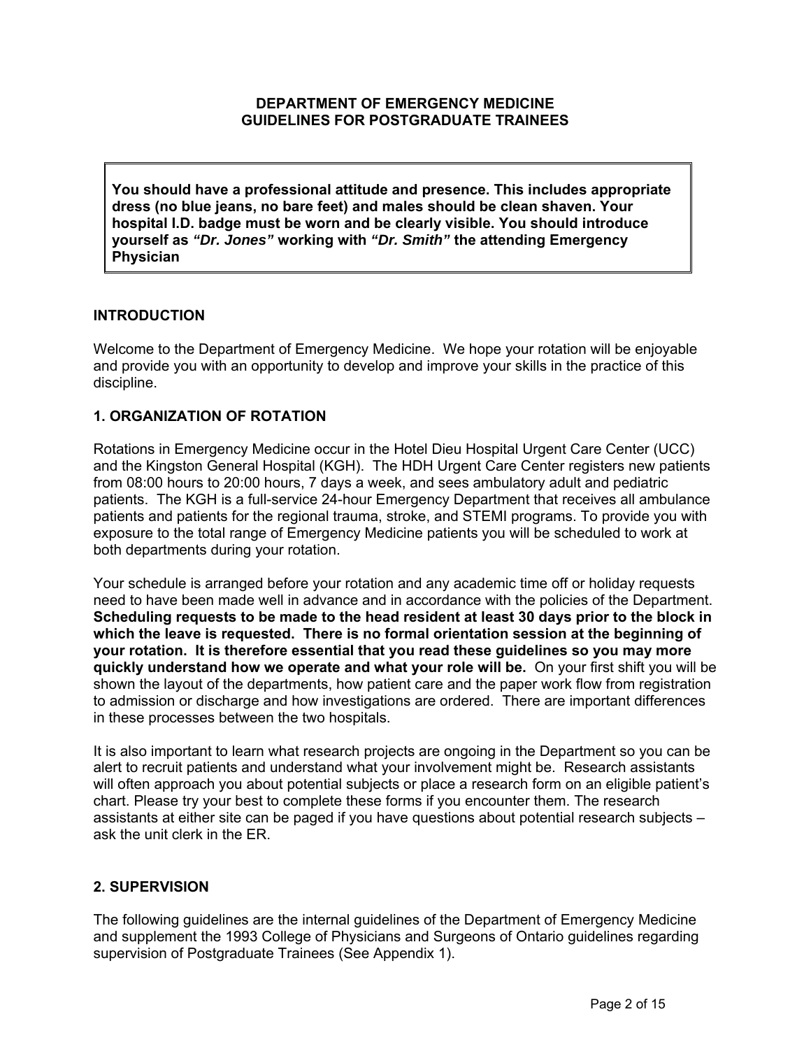**DEPARTMENT OF EMERGENCY MEDICINE**
**GUIDELINES FOR POSTGRADUATE TRAINEES**

> **You should have a professional attitude and presence. This includes appropriate dress (no blue jeans, no bare feet) and males should be clean shaven. Your hospital I.D. badge must be worn and be clearly visible. You should introduce yourself as *"Dr. Jones"* working with *"Dr. Smith"* the attending Emergency Physician**

## INTRODUCTION

Welcome to the Department of Emergency Medicine. We hope your rotation will be enjoyable and provide you with an opportunity to develop and improve your skills in the practice of this discipline.

## 1. ORGANIZATION OF ROTATION

Rotations in Emergency Medicine occur in the Hotel Dieu Hospital Urgent Care Center (UCC) and the Kingston General Hospital (KGH). The HDH Urgent Care Center registers new patients from 08:00 hours to 20:00 hours, 7 days a week, and sees ambulatory adult and pediatric patients. The KGH is a full-service 24-hour Emergency Department that receives all ambulance patients and patients for the regional trauma, stroke, and STEMI programs. To provide you with exposure to the total range of Emergency Medicine patients you will be scheduled to work at both departments during your rotation.

Your schedule is arranged before your rotation and any academic time off or holiday requests need to have been made well in advance and in accordance with the policies of the Department. **Scheduling requests to be made to the head resident at least 30 days prior to the block in which the leave is requested. There is no formal orientation session at the beginning of your rotation. It is therefore essential that you read these guidelines so you may more quickly understand how we operate and what your role will be.** On your first shift you will be shown the layout of the departments, how patient care and the paper work flow from registration to admission or discharge and how investigations are ordered. There are important differences in these processes between the two hospitals.

It is also important to learn what research projects are ongoing in the Department so you can be alert to recruit patients and understand what your involvement might be. Research assistants will often approach you about potential subjects or place a research form on an eligible patient's chart. Please try your best to complete these forms if you encounter them. The research assistants at either site can be paged if you have questions about potential research subjects – ask the unit clerk in the ER.

## 2. SUPERVISION

The following guidelines are the internal guidelines of the Department of Emergency Medicine and supplement the 1993 College of Physicians and Surgeons of Ontario guidelines regarding supervision of Postgraduate Trainees (See Appendix 1).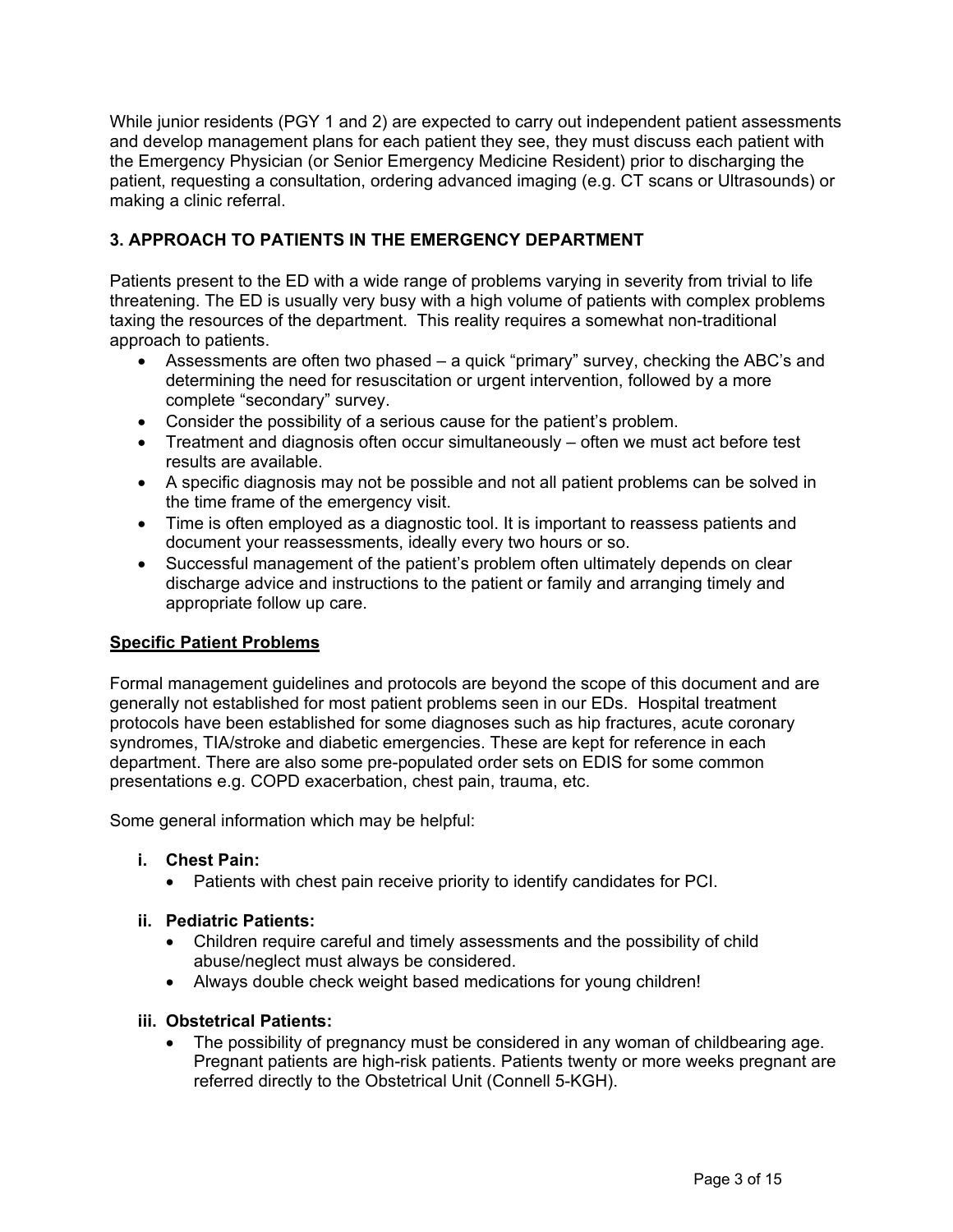While junior residents (PGY 1 and 2) are expected to carry out independent patient assessments and develop management plans for each patient they see, they must discuss each patient with the Emergency Physician (or Senior Emergency Medicine Resident) prior to discharging the patient, requesting a consultation, ordering advanced imaging (e.g. CT scans or Ultrasounds) or making a clinic referral.

## 3. APPROACH TO PATIENTS IN THE EMERGENCY DEPARTMENT

Patients present to the ED with a wide range of problems varying in severity from trivial to life threatening. The ED is usually very busy with a high volume of patients with complex problems taxing the resources of the department. This reality requires a somewhat non-traditional approach to patients.

- Assessments are often two phased – a quick "primary" survey, checking the ABC's and determining the need for resuscitation or urgent intervention, followed by a more complete "secondary" survey.
- Consider the possibility of a serious cause for the patient's problem.
- Treatment and diagnosis often occur simultaneously – often we must act before test results are available.
- A specific diagnosis may not be possible and not all patient problems can be solved in the time frame of the emergency visit.
- Time is often employed as a diagnostic tool. It is important to reassess patients and document your reassessments, ideally every two hours or so.
- Successful management of the patient's problem often ultimately depends on clear discharge advice and instructions to the patient or family and arranging timely and appropriate follow up care.

### Specific Patient Problems

Formal management guidelines and protocols are beyond the scope of this document and are generally not established for most patient problems seen in our EDs. Hospital treatment protocols have been established for some diagnoses such as hip fractures, acute coronary syndromes, TIA/stroke and diabetic emergencies. These are kept for reference in each department. There are also some pre-populated order sets on EDIS for some common presentations e.g. COPD exacerbation, chest pain, trauma, etc.

Some general information which may be helpful:

i. **Chest Pain:**
   - Patients with chest pain receive priority to identify candidates for PCI.

ii. **Pediatric Patients:**
   - Children require careful and timely assessments and the possibility of child abuse/neglect must always be considered.
   - Always double check weight based medications for young children!

iii. **Obstetrical Patients:**
   - The possibility of pregnancy must be considered in any woman of childbearing age. Pregnant patients are high-risk patients. Patients twenty or more weeks pregnant are referred directly to the Obstetrical Unit (Connell 5-KGH).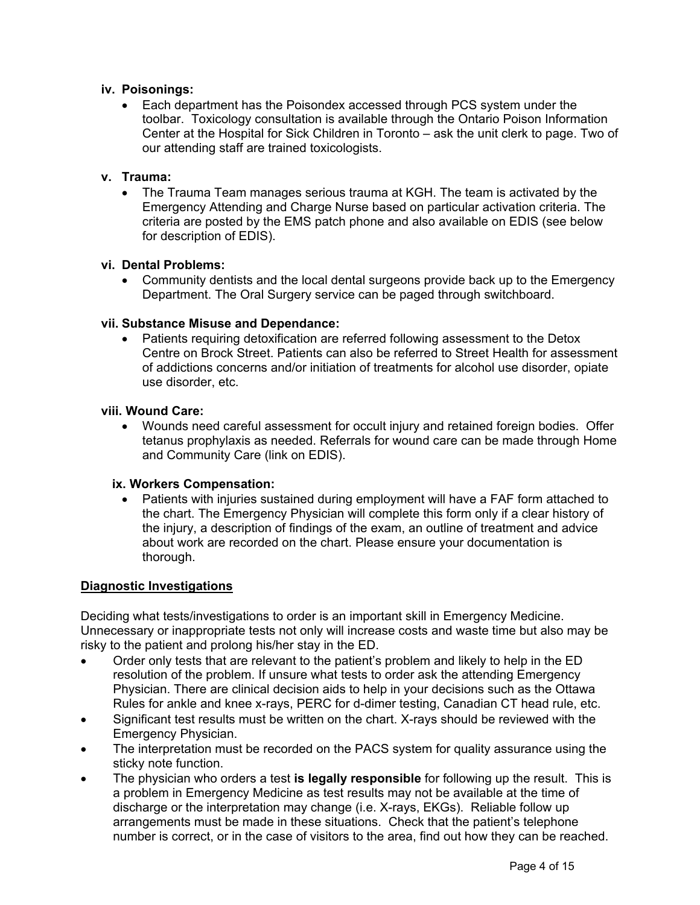### iv. Poisonings:

- Each department has the Poisondex accessed through PCS system under the toolbar. Toxicology consultation is available through the Ontario Poison Information Center at the Hospital for Sick Children in Toronto – ask the unit clerk to page. Two of our attending staff are trained toxicologists.

### v. Trauma:

- The Trauma Team manages serious trauma at KGH. The team is activated by the Emergency Attending and Charge Nurse based on particular activation criteria. The criteria are posted by the EMS patch phone and also available on EDIS (see below for description of EDIS).

### vi. Dental Problems:

- Community dentists and the local dental surgeons provide back up to the Emergency Department. The Oral Surgery service can be paged through switchboard.

### vii. Substance Misuse and Dependance:

- Patients requiring detoxification are referred following assessment to the Detox Centre on Brock Street. Patients can also be referred to Street Health for assessment of addictions concerns and/or initiation of treatments for alcohol use disorder, opiate use disorder, etc.

### viii. Wound Care:

- Wounds need careful assessment for occult injury and retained foreign bodies. Offer tetanus prophylaxis as needed. Referrals for wound care can be made through Home and Community Care (link on EDIS).

### ix. Workers Compensation:

- Patients with injuries sustained during employment will have a FAF form attached to the chart. The Emergency Physician will complete this form only if a clear history of the injury, a description of findings of the exam, an outline of treatment and advice about work are recorded on the chart. Please ensure your documentation is thorough.

## Diagnostic Investigations

Deciding what tests/investigations to order is an important skill in Emergency Medicine. Unnecessary or inappropriate tests not only will increase costs and waste time but also may be risky to the patient and prolong his/her stay in the ED.

- Order only tests that are relevant to the patient's problem and likely to help in the ED resolution of the problem. If unsure what tests to order ask the attending Emergency Physician. There are clinical decision aids to help in your decisions such as the Ottawa Rules for ankle and knee x-rays, PERC for d-dimer testing, Canadian CT head rule, etc.
- Significant test results must be written on the chart. X-rays should be reviewed with the Emergency Physician.
- The interpretation must be recorded on the PACS system for quality assurance using the sticky note function.
- The physician who orders a test **is legally responsible** for following up the result. This is a problem in Emergency Medicine as test results may not be available at the time of discharge or the interpretation may change (i.e. X-rays, EKGs). Reliable follow up arrangements must be made in these situations. Check that the patient's telephone number is correct, or in the case of visitors to the area, find out how they can be reached.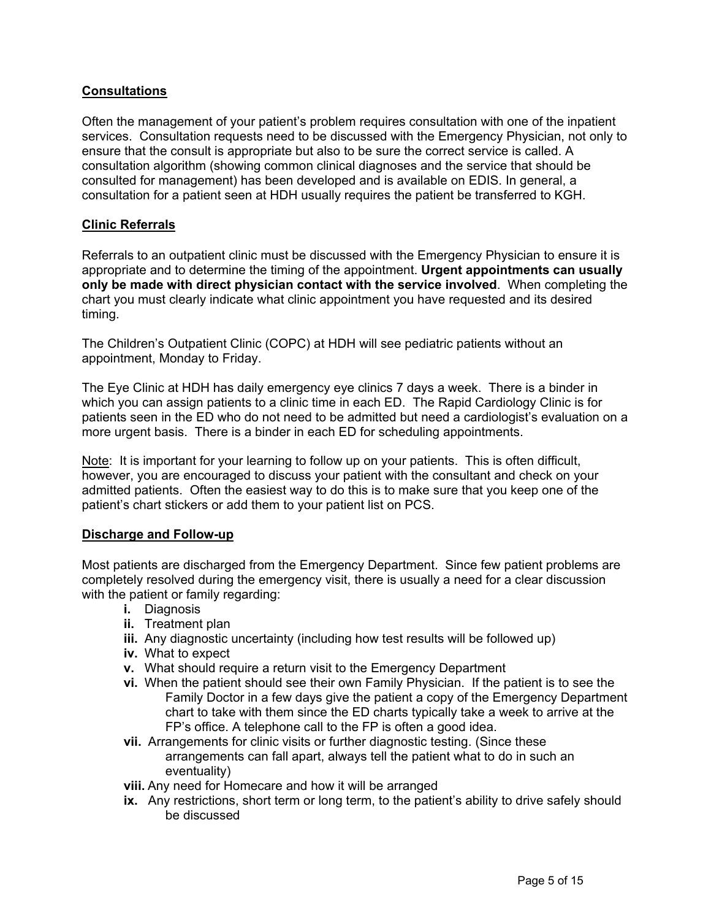## Consultations

Often the management of your patient's problem requires consultation with one of the inpatient services. Consultation requests need to be discussed with the Emergency Physician, not only to ensure that the consult is appropriate but also to be sure the correct service is called. A consultation algorithm (showing common clinical diagnoses and the service that should be consulted for management) has been developed and is available on EDIS. In general, a consultation for a patient seen at HDH usually requires the patient be transferred to KGH.

## Clinic Referrals

Referrals to an outpatient clinic must be discussed with the Emergency Physician to ensure it is appropriate and to determine the timing of the appointment. **Urgent appointments can usually only be made with direct physician contact with the service involved**. When completing the chart you must clearly indicate what clinic appointment you have requested and its desired timing.

The Children's Outpatient Clinic (COPC) at HDH will see pediatric patients without an appointment, Monday to Friday.

The Eye Clinic at HDH has daily emergency eye clinics 7 days a week. There is a binder in which you can assign patients to a clinic time in each ED. The Rapid Cardiology Clinic is for patients seen in the ED who do not need to be admitted but need a cardiologist's evaluation on a more urgent basis. There is a binder in each ED for scheduling appointments.

Note: It is important for your learning to follow up on your patients. This is often difficult, however, you are encouraged to discuss your patient with the consultant and check on your admitted patients. Often the easiest way to do this is to make sure that you keep one of the patient's chart stickers or add them to your patient list on PCS.

## Discharge and Follow-up

Most patients are discharged from the Emergency Department. Since few patient problems are completely resolved during the emergency visit, there is usually a need for a clear discussion with the patient or family regarding:

- **i.** Diagnosis
- **ii.** Treatment plan
- **iii.** Any diagnostic uncertainty (including how test results will be followed up)
- **iv.** What to expect
- **v.** What should require a return visit to the Emergency Department
- **vi.** When the patient should see their own Family Physician. If the patient is to see the Family Doctor in a few days give the patient a copy of the Emergency Department chart to take with them since the ED charts typically take a week to arrive at the FP's office. A telephone call to the FP is often a good idea.
- **vii.** Arrangements for clinic visits or further diagnostic testing. (Since these arrangements can fall apart, always tell the patient what to do in such an eventuality)
- **viii.** Any need for Homecare and how it will be arranged
- **ix.** Any restrictions, short term or long term, to the patient's ability to drive safely should be discussed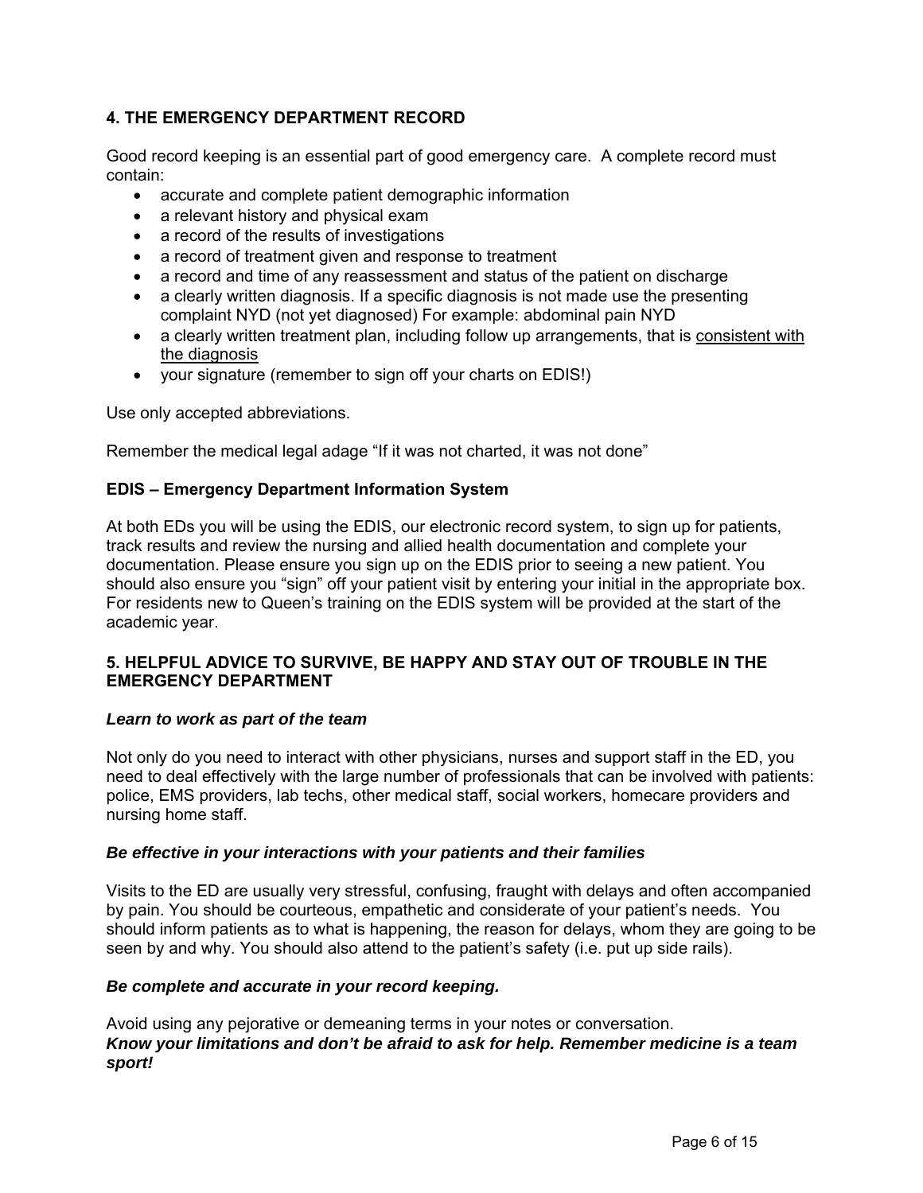## 4. THE EMERGENCY DEPARTMENT RECORD

Good record keeping is an essential part of good emergency care. A complete record must contain:

- accurate and complete patient demographic information
- a relevant history and physical exam
- a record of the results of investigations
- a record of treatment given and response to treatment
- a record and time of any reassessment and status of the patient on discharge
- a clearly written diagnosis. If a specific diagnosis is not made use the presenting complaint NYD (not yet diagnosed) For example: abdominal pain NYD
- a clearly written treatment plan, including follow up arrangements, that is <u>consistent with the diagnosis</u>
- your signature (remember to sign off your charts on EDIS!)

Use only accepted abbreviations.

Remember the medical legal adage "If it was not charted, it was not done"

### EDIS – Emergency Department Information System

At both EDs you will be using the EDIS, our electronic record system, to sign up for patients, track results and review the nursing and allied health documentation and complete your documentation. Please ensure you sign up on the EDIS prior to seeing a new patient. You should also ensure you "sign" off your patient visit by entering your initial in the appropriate box. For residents new to Queen's training on the EDIS system will be provided at the start of the academic year.

## 5. HELPFUL ADVICE TO SURVIVE, BE HAPPY AND STAY OUT OF TROUBLE IN THE EMERGENCY DEPARTMENT

***Learn to work as part of the team***

Not only do you need to interact with other physicians, nurses and support staff in the ED, you need to deal effectively with the large number of professionals that can be involved with patients: police, EMS providers, lab techs, other medical staff, social workers, homecare providers and nursing home staff.

***Be effective in your interactions with your patients and their families***

Visits to the ED are usually very stressful, confusing, fraught with delays and often accompanied by pain. You should be courteous, empathetic and considerate of your patient's needs. You should inform patients as to what is happening, the reason for delays, whom they are going to be seen by and why. You should also attend to the patient's safety (i.e. put up side rails).

***Be complete and accurate in your record keeping.***

Avoid using any pejorative or demeaning terms in your notes or conversation.

***Know your limitations and don't be afraid to ask for help. Remember medicine is a team sport!***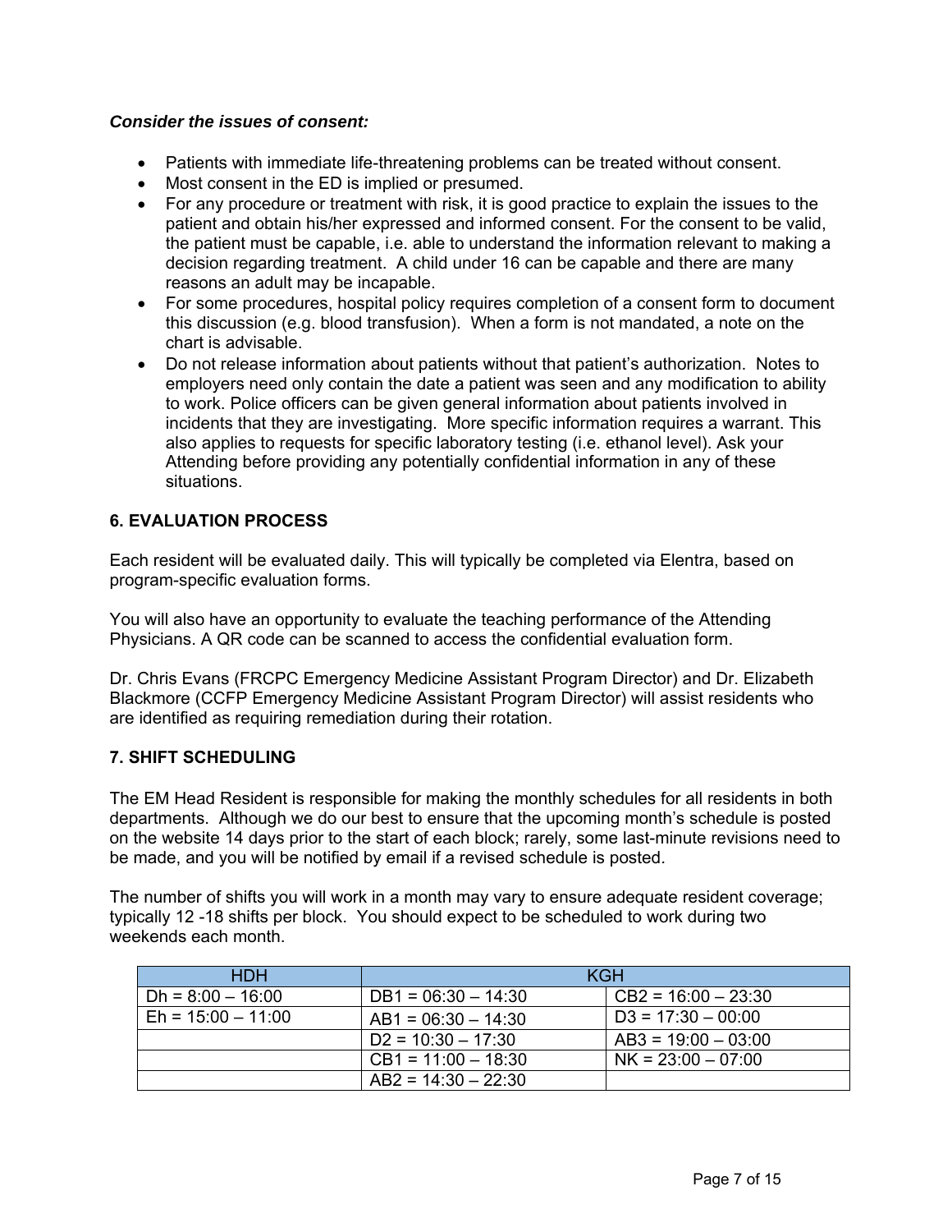***Consider the issues of consent:***

- Patients with immediate life-threatening problems can be treated without consent.
- Most consent in the ED is implied or presumed.
- For any procedure or treatment with risk, it is good practice to explain the issues to the patient and obtain his/her expressed and informed consent. For the consent to be valid, the patient must be capable, i.e. able to understand the information relevant to making a decision regarding treatment. A child under 16 can be capable and there are many reasons an adult may be incapable.
- For some procedures, hospital policy requires completion of a consent form to document this discussion (e.g. blood transfusion). When a form is not mandated, a note on the chart is advisable.
- Do not release information about patients without that patient's authorization. Notes to employers need only contain the date a patient was seen and any modification to ability to work. Police officers can be given general information about patients involved in incidents that they are investigating. More specific information requires a warrant. This also applies to requests for specific laboratory testing (i.e. ethanol level). Ask your Attending before providing any potentially confidential information in any of these situations.

## 6. EVALUATION PROCESS

Each resident will be evaluated daily. This will typically be completed via Elentra, based on program-specific evaluation forms.

You will also have an opportunity to evaluate the teaching performance of the Attending Physicians. A QR code can be scanned to access the confidential evaluation form.

Dr. Chris Evans (FRCPC Emergency Medicine Assistant Program Director) and Dr. Elizabeth Blackmore (CCFP Emergency Medicine Assistant Program Director) will assist residents who are identified as requiring remediation during their rotation.

## 7. SHIFT SCHEDULING

The EM Head Resident is responsible for making the monthly schedules for all residents in both departments. Although we do our best to ensure that the upcoming month's schedule is posted on the website 14 days prior to the start of each block; rarely, some last-minute revisions need to be made, and you will be notified by email if a revised schedule is posted.

The number of shifts you will work in a month may vary to ensure adequate resident coverage; typically 12 -18 shifts per block. You should expect to be scheduled to work during two weekends each month.

| HDH | KGH | |
|---|---|---|
| Dh = 8:00 – 16:00 | DB1 = 06:30 – 14:30 | CB2 = 16:00 – 23:30 |
| Eh = 15:00 – 11:00 | AB1 = 06:30 – 14:30 | D3 = 17:30 – 00:00 |
| | D2 = 10:30 – 17:30 | AB3 = 19:00 – 03:00 |
| | CB1 = 11:00 – 18:30 | NK = 23:00 – 07:00 |
| | AB2 = 14:30 – 22:30 | |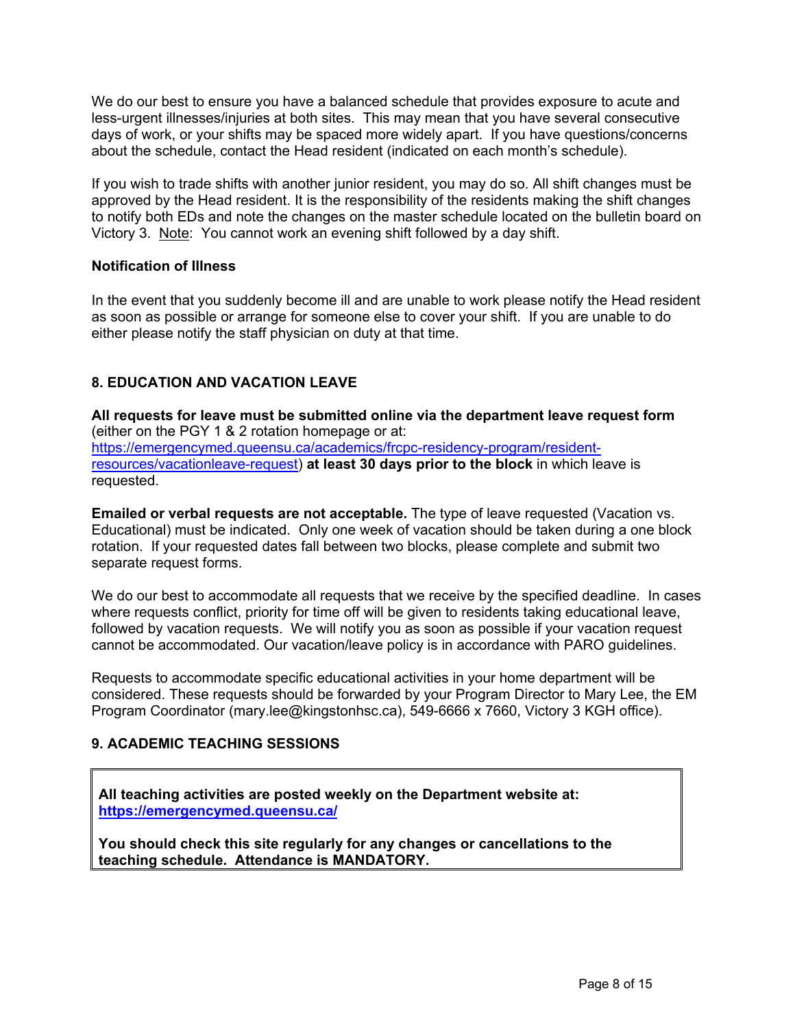We do our best to ensure you have a balanced schedule that provides exposure to acute and less-urgent illnesses/injuries at both sites. This may mean that you have several consecutive days of work, or your shifts may be spaced more widely apart. If you have questions/concerns about the schedule, contact the Head resident (indicated on each month's schedule).

If you wish to trade shifts with another junior resident, you may do so. All shift changes must be approved by the Head resident. It is the responsibility of the residents making the shift changes to notify both EDs and note the changes on the master schedule located on the bulletin board on Victory 3. Note: You cannot work an evening shift followed by a day shift.

**Notification of Illness**

In the event that you suddenly become ill and are unable to work please notify the Head resident as soon as possible or arrange for someone else to cover your shift. If you are unable to do either please notify the staff physician on duty at that time.

## 8. EDUCATION AND VACATION LEAVE

**All requests for leave must be submitted online via the department leave request form** (either on the PGY 1 & 2 rotation homepage or at: [https://emergencymed.queensu.ca/academics/frcpc-residency-program/resident-resources/vacationleave-request](https://emergencymed.queensu.ca/academics/frcpc-residency-program/resident-resources/vacationleave-request)) **at least 30 days prior to the block** in which leave is requested.

**Emailed or verbal requests are not acceptable.** The type of leave requested (Vacation vs. Educational) must be indicated. Only one week of vacation should be taken during a one block rotation. If your requested dates fall between two blocks, please complete and submit two separate request forms.

We do our best to accommodate all requests that we receive by the specified deadline. In cases where requests conflict, priority for time off will be given to residents taking educational leave, followed by vacation requests. We will notify you as soon as possible if your vacation request cannot be accommodated. Our vacation/leave policy is in accordance with PARO guidelines.

Requests to accommodate specific educational activities in your home department will be considered. These requests should be forwarded by your Program Director to Mary Lee, the EM Program Coordinator (mary.lee@kingstonhsc.ca), 549-6666 x 7660, Victory 3 KGH office).

## 9. ACADEMIC TEACHING SESSIONS

**All teaching activities are posted weekly on the Department website at: [https://emergencymed.queensu.ca/](https://emergencymed.queensu.ca/)**

**You should check this site regularly for any changes or cancellations to the teaching schedule. Attendance is MANDATORY.**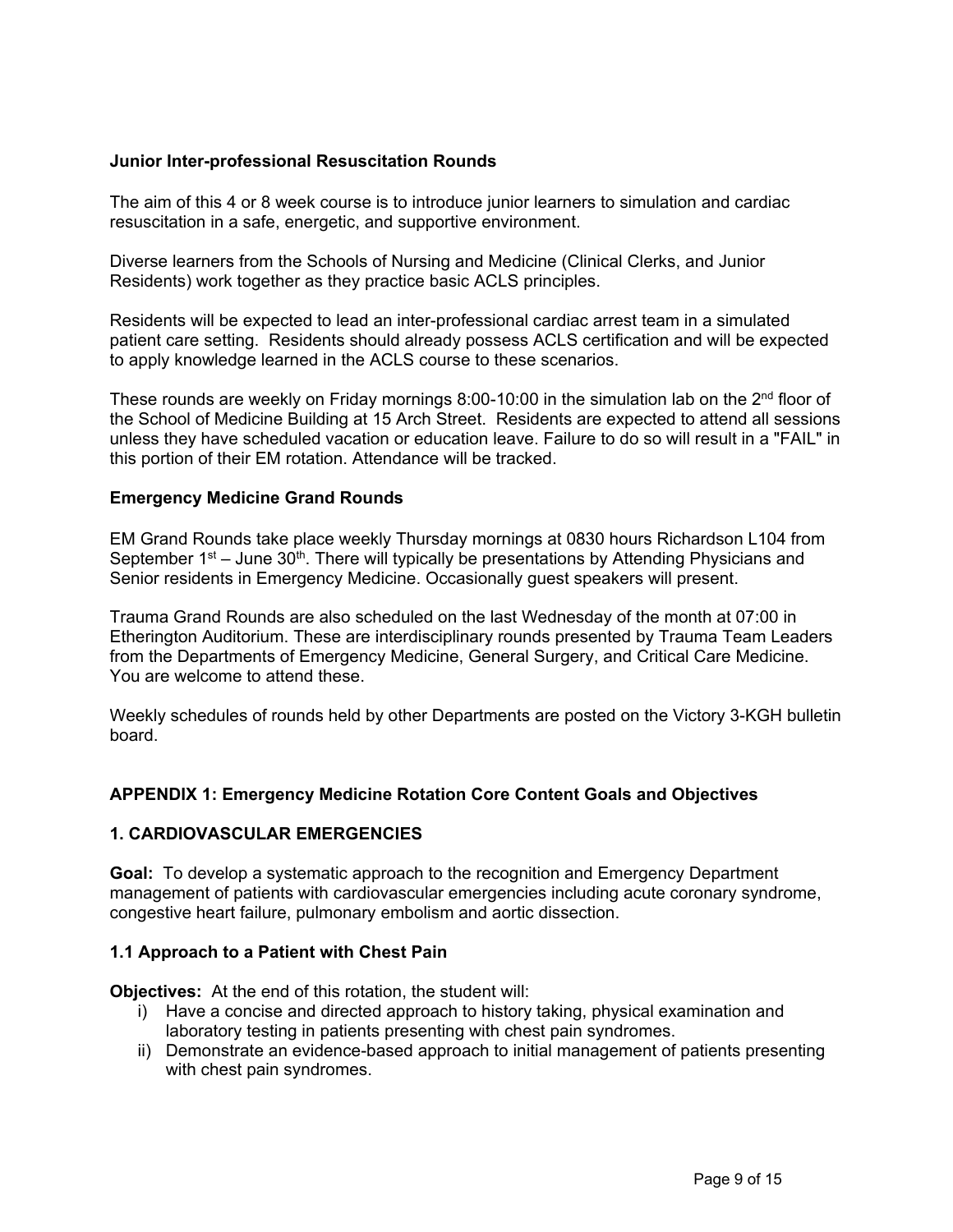**Junior Inter-professional Resuscitation Rounds**

The aim of this 4 or 8 week course is to introduce junior learners to simulation and cardiac resuscitation in a safe, energetic, and supportive environment.

Diverse learners from the Schools of Nursing and Medicine (Clinical Clerks, and Junior Residents) work together as they practice basic ACLS principles.

Residents will be expected to lead an inter-professional cardiac arrest team in a simulated patient care setting. Residents should already possess ACLS certification and will be expected to apply knowledge learned in the ACLS course to these scenarios.

These rounds are weekly on Friday mornings 8:00-10:00 in the simulation lab on the 2nd floor of the School of Medicine Building at 15 Arch Street. Residents are expected to attend all sessions unless they have scheduled vacation or education leave. Failure to do so will result in a "FAIL" in this portion of their EM rotation. Attendance will be tracked.

**Emergency Medicine Grand Rounds**

EM Grand Rounds take place weekly Thursday mornings at 0830 hours Richardson L104 from September 1st – June 30th. There will typically be presentations by Attending Physicians and Senior residents in Emergency Medicine. Occasionally guest speakers will present.

Trauma Grand Rounds are also scheduled on the last Wednesday of the month at 07:00 in Etherington Auditorium. These are interdisciplinary rounds presented by Trauma Team Leaders from the Departments of Emergency Medicine, General Surgery, and Critical Care Medicine. You are welcome to attend these.

Weekly schedules of rounds held by other Departments are posted on the Victory 3-KGH bulletin board.

## APPENDIX 1: Emergency Medicine Rotation Core Content Goals and Objectives

### 1. CARDIOVASCULAR EMERGENCIES

**Goal:** To develop a systematic approach to the recognition and Emergency Department management of patients with cardiovascular emergencies including acute coronary syndrome, congestive heart failure, pulmonary embolism and aortic dissection.

#### 1.1 Approach to a Patient with Chest Pain

**Objectives:** At the end of this rotation, the student will:

i) Have a concise and directed approach to history taking, physical examination and laboratory testing in patients presenting with chest pain syndromes.
ii) Demonstrate an evidence-based approach to initial management of patients presenting with chest pain syndromes.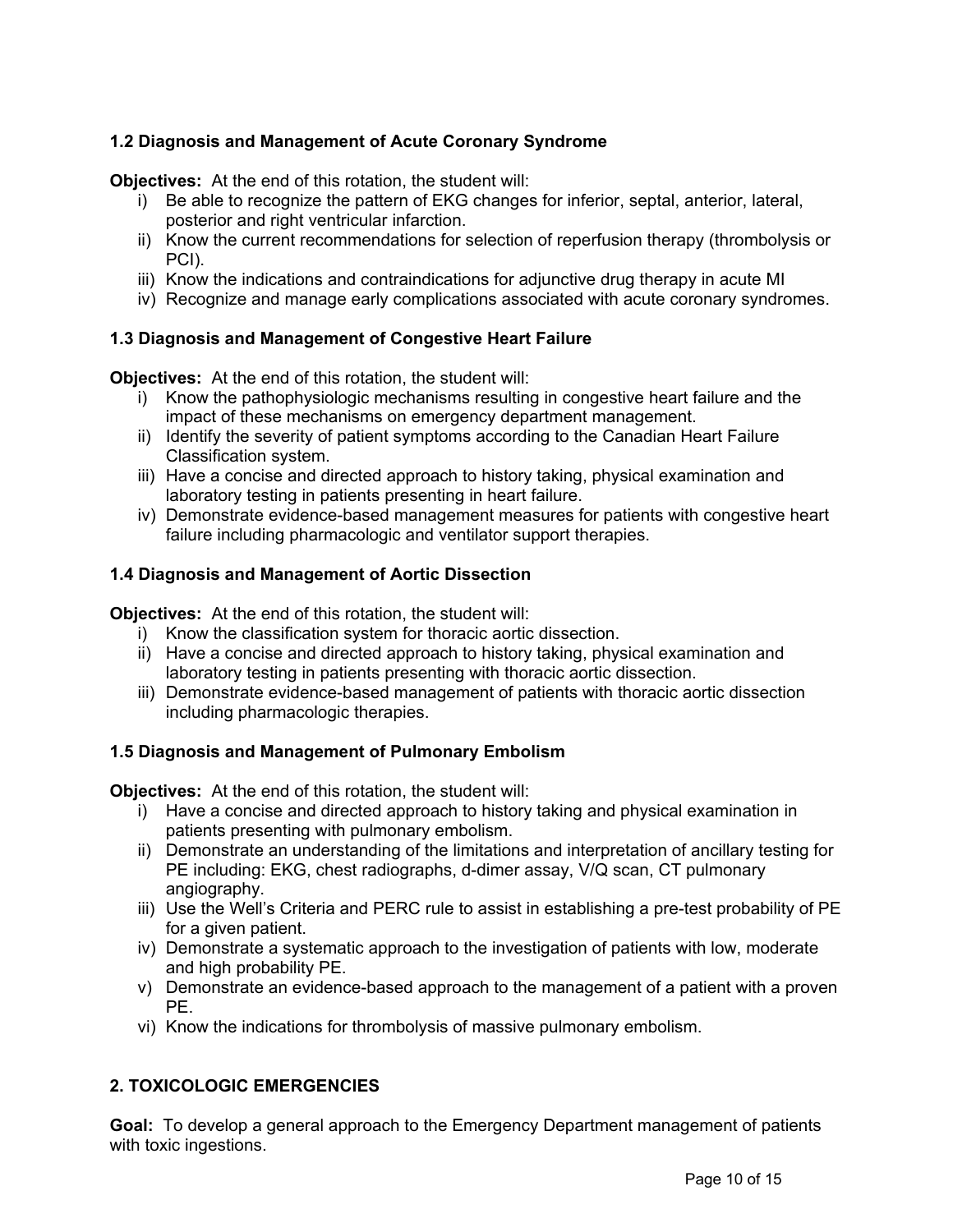### 1.2 Diagnosis and Management of Acute Coronary Syndrome

**Objectives:** At the end of this rotation, the student will:

i) Be able to recognize the pattern of EKG changes for inferior, septal, anterior, lateral, posterior and right ventricular infarction.
ii) Know the current recommendations for selection of reperfusion therapy (thrombolysis or PCI).
iii) Know the indications and contraindications for adjunctive drug therapy in acute MI
iv) Recognize and manage early complications associated with acute coronary syndromes.

### 1.3 Diagnosis and Management of Congestive Heart Failure

**Objectives:** At the end of this rotation, the student will:

i) Know the pathophysiologic mechanisms resulting in congestive heart failure and the impact of these mechanisms on emergency department management.
ii) Identify the severity of patient symptoms according to the Canadian Heart Failure Classification system.
iii) Have a concise and directed approach to history taking, physical examination and laboratory testing in patients presenting in heart failure.
iv) Demonstrate evidence-based management measures for patients with congestive heart failure including pharmacologic and ventilator support therapies.

### 1.4 Diagnosis and Management of Aortic Dissection

**Objectives:** At the end of this rotation, the student will:

i) Know the classification system for thoracic aortic dissection.
ii) Have a concise and directed approach to history taking, physical examination and laboratory testing in patients presenting with thoracic aortic dissection.
iii) Demonstrate evidence-based management of patients with thoracic aortic dissection including pharmacologic therapies.

### 1.5 Diagnosis and Management of Pulmonary Embolism

**Objectives:** At the end of this rotation, the student will:

i) Have a concise and directed approach to history taking and physical examination in patients presenting with pulmonary embolism.
ii) Demonstrate an understanding of the limitations and interpretation of ancillary testing for PE including: EKG, chest radiographs, d-dimer assay, V/Q scan, CT pulmonary angiography.
iii) Use the Well's Criteria and PERC rule to assist in establishing a pre-test probability of PE for a given patient.
iv) Demonstrate a systematic approach to the investigation of patients with low, moderate and high probability PE.
v) Demonstrate an evidence-based approach to the management of a patient with a proven PE.
vi) Know the indications for thrombolysis of massive pulmonary embolism.

## 2. TOXICOLOGIC EMERGENCIES

**Goal:** To develop a general approach to the Emergency Department management of patients with toxic ingestions.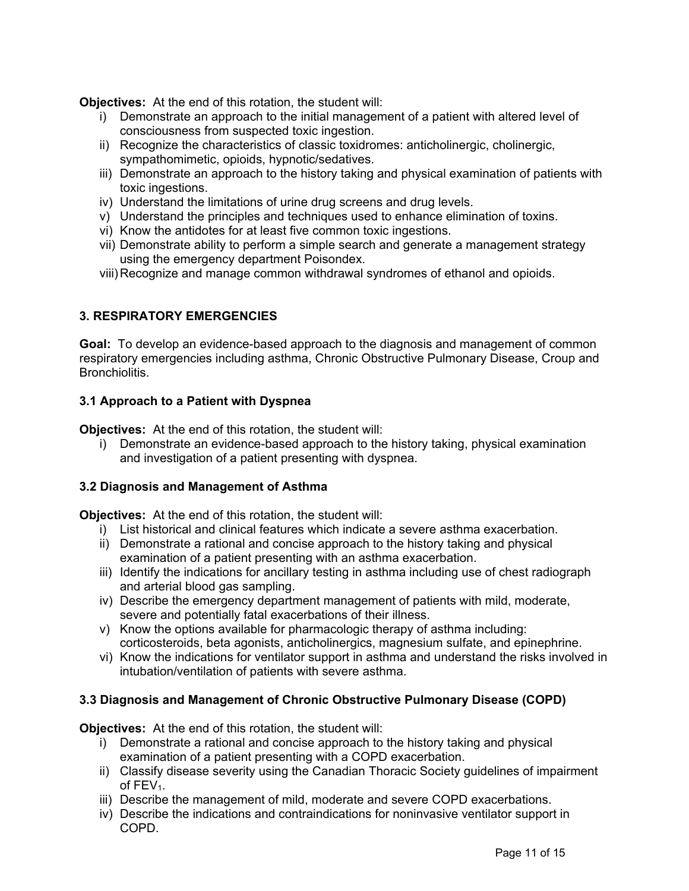**Objectives:** At the end of this rotation, the student will:

i) Demonstrate an approach to the initial management of a patient with altered level of consciousness from suspected toxic ingestion.
ii) Recognize the characteristics of classic toxidromes: anticholinergic, cholinergic, sympathomimetic, opioids, hypnotic/sedatives.
iii) Demonstrate an approach to the history taking and physical examination of patients with toxic ingestions.
iv) Understand the limitations of urine drug screens and drug levels.
v) Understand the principles and techniques used to enhance elimination of toxins.
vi) Know the antidotes for at least five common toxic ingestions.
vii) Demonstrate ability to perform a simple search and generate a management strategy using the emergency department Poisondex.
viii) Recognize and manage common withdrawal syndromes of ethanol and opioids.

## 3. RESPIRATORY EMERGENCIES

**Goal:** To develop an evidence-based approach to the diagnosis and management of common respiratory emergencies including asthma, Chronic Obstructive Pulmonary Disease, Croup and Bronchiolitis.

### 3.1 Approach to a Patient with Dyspnea

**Objectives:** At the end of this rotation, the student will:

i) Demonstrate an evidence-based approach to the history taking, physical examination and investigation of a patient presenting with dyspnea.

### 3.2 Diagnosis and Management of Asthma

**Objectives:** At the end of this rotation, the student will:

i) List historical and clinical features which indicate a severe asthma exacerbation.
ii) Demonstrate a rational and concise approach to the history taking and physical examination of a patient presenting with an asthma exacerbation.
iii) Identify the indications for ancillary testing in asthma including use of chest radiograph and arterial blood gas sampling.
iv) Describe the emergency department management of patients with mild, moderate, severe and potentially fatal exacerbations of their illness.
v) Know the options available for pharmacologic therapy of asthma including: corticosteroids, beta agonists, anticholinergics, magnesium sulfate, and epinephrine.
vi) Know the indications for ventilator support in asthma and understand the risks involved in intubation/ventilation of patients with severe asthma.

### 3.3 Diagnosis and Management of Chronic Obstructive Pulmonary Disease (COPD)

**Objectives:** At the end of this rotation, the student will:

i) Demonstrate a rational and concise approach to the history taking and physical examination of a patient presenting with a COPD exacerbation.
ii) Classify disease severity using the Canadian Thoracic Society guidelines of impairment of $FEV_1$.
iii) Describe the management of mild, moderate and severe COPD exacerbations.
iv) Describe the indications and contraindications for noninvasive ventilator support in COPD.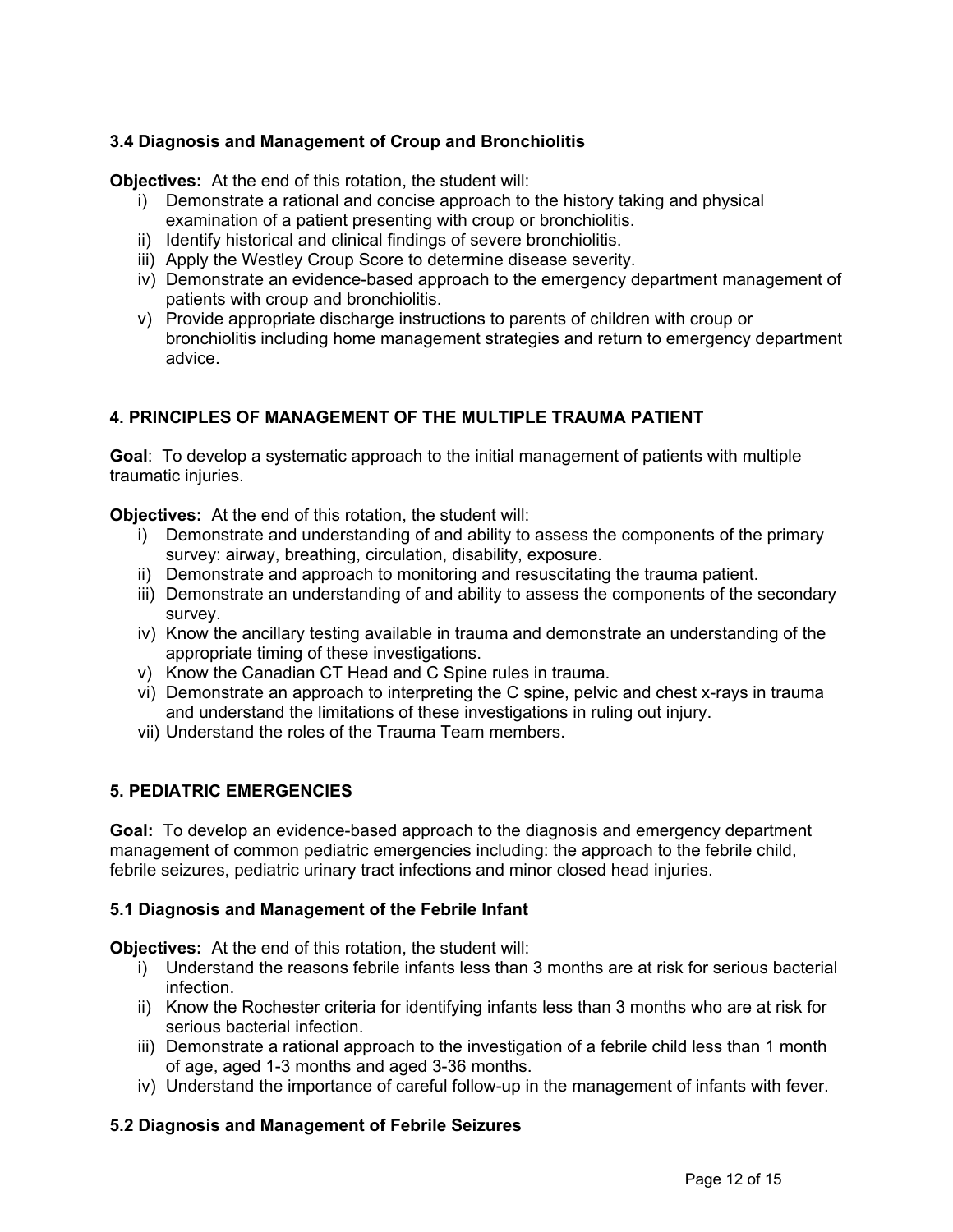### 3.4 Diagnosis and Management of Croup and Bronchiolitis

**Objectives:** At the end of this rotation, the student will:

i) Demonstrate a rational and concise approach to the history taking and physical examination of a patient presenting with croup or bronchiolitis.
ii) Identify historical and clinical findings of severe bronchiolitis.
iii) Apply the Westley Croup Score to determine disease severity.
iv) Demonstrate an evidence-based approach to the emergency department management of patients with croup and bronchiolitis.
v) Provide appropriate discharge instructions to parents of children with croup or bronchiolitis including home management strategies and return to emergency department advice.

## 4. PRINCIPLES OF MANAGEMENT OF THE MULTIPLE TRAUMA PATIENT

**Goal**: To develop a systematic approach to the initial management of patients with multiple traumatic injuries.

**Objectives:** At the end of this rotation, the student will:

i) Demonstrate and understanding of and ability to assess the components of the primary survey: airway, breathing, circulation, disability, exposure.
ii) Demonstrate and approach to monitoring and resuscitating the trauma patient.
iii) Demonstrate an understanding of and ability to assess the components of the secondary survey.
iv) Know the ancillary testing available in trauma and demonstrate an understanding of the appropriate timing of these investigations.
v) Know the Canadian CT Head and C Spine rules in trauma.
vi) Demonstrate an approach to interpreting the C spine, pelvic and chest x-rays in trauma and understand the limitations of these investigations in ruling out injury.
vii) Understand the roles of the Trauma Team members.

## 5. PEDIATRIC EMERGENCIES

**Goal:** To develop an evidence-based approach to the diagnosis and emergency department management of common pediatric emergencies including: the approach to the febrile child, febrile seizures, pediatric urinary tract infections and minor closed head injuries.

### 5.1 Diagnosis and Management of the Febrile Infant

**Objectives:** At the end of this rotation, the student will:

i) Understand the reasons febrile infants less than 3 months are at risk for serious bacterial infection.
ii) Know the Rochester criteria for identifying infants less than 3 months who are at risk for serious bacterial infection.
iii) Demonstrate a rational approach to the investigation of a febrile child less than 1 month of age, aged 1-3 months and aged 3-36 months.
iv) Understand the importance of careful follow-up in the management of infants with fever.

### 5.2 Diagnosis and Management of Febrile Seizures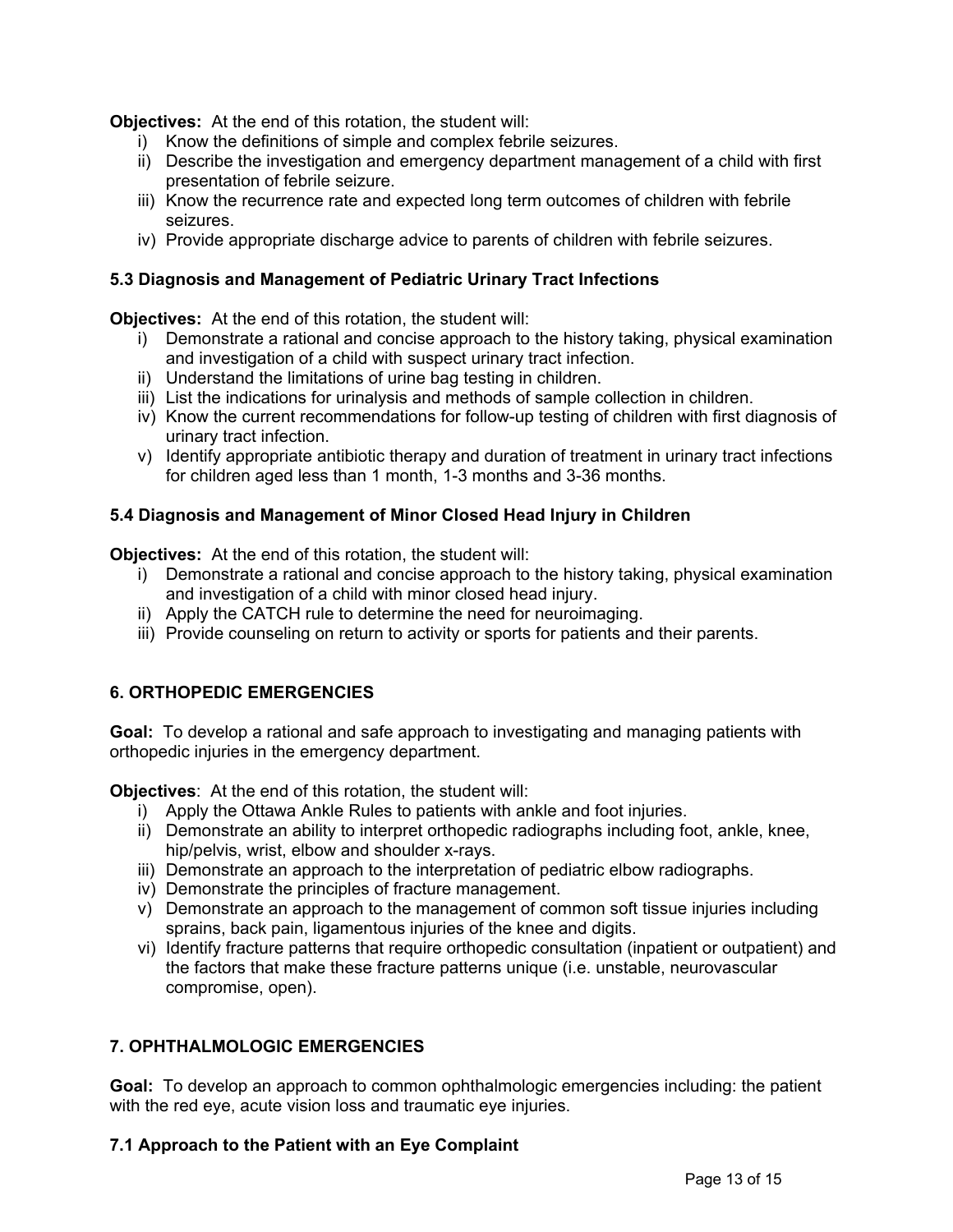**Objectives:** At the end of this rotation, the student will:

i) Know the definitions of simple and complex febrile seizures.
ii) Describe the investigation and emergency department management of a child with first presentation of febrile seizure.
iii) Know the recurrence rate and expected long term outcomes of children with febrile seizures.
iv) Provide appropriate discharge advice to parents of children with febrile seizures.

### 5.3 Diagnosis and Management of Pediatric Urinary Tract Infections

**Objectives:** At the end of this rotation, the student will:

i) Demonstrate a rational and concise approach to the history taking, physical examination and investigation of a child with suspect urinary tract infection.
ii) Understand the limitations of urine bag testing in children.
iii) List the indications for urinalysis and methods of sample collection in children.
iv) Know the current recommendations for follow-up testing of children with first diagnosis of urinary tract infection.
v) Identify appropriate antibiotic therapy and duration of treatment in urinary tract infections for children aged less than 1 month, 1-3 months and 3-36 months.

### 5.4 Diagnosis and Management of Minor Closed Head Injury in Children

**Objectives:** At the end of this rotation, the student will:

i) Demonstrate a rational and concise approach to the history taking, physical examination and investigation of a child with minor closed head injury.
ii) Apply the CATCH rule to determine the need for neuroimaging.
iii) Provide counseling on return to activity or sports for patients and their parents.

## 6. ORTHOPEDIC EMERGENCIES

**Goal:** To develop a rational and safe approach to investigating and managing patients with orthopedic injuries in the emergency department.

**Objectives**: At the end of this rotation, the student will:

i) Apply the Ottawa Ankle Rules to patients with ankle and foot injuries.
ii) Demonstrate an ability to interpret orthopedic radiographs including foot, ankle, knee, hip/pelvis, wrist, elbow and shoulder x-rays.
iii) Demonstrate an approach to the interpretation of pediatric elbow radiographs.
iv) Demonstrate the principles of fracture management.
v) Demonstrate an approach to the management of common soft tissue injuries including sprains, back pain, ligamentous injuries of the knee and digits.
vi) Identify fracture patterns that require orthopedic consultation (inpatient or outpatient) and the factors that make these fracture patterns unique (i.e. unstable, neurovascular compromise, open).

## 7. OPHTHALMOLOGIC EMERGENCIES

**Goal:** To develop an approach to common ophthalmologic emergencies including: the patient with the red eye, acute vision loss and traumatic eye injuries.

### 7.1 Approach to the Patient with an Eye Complaint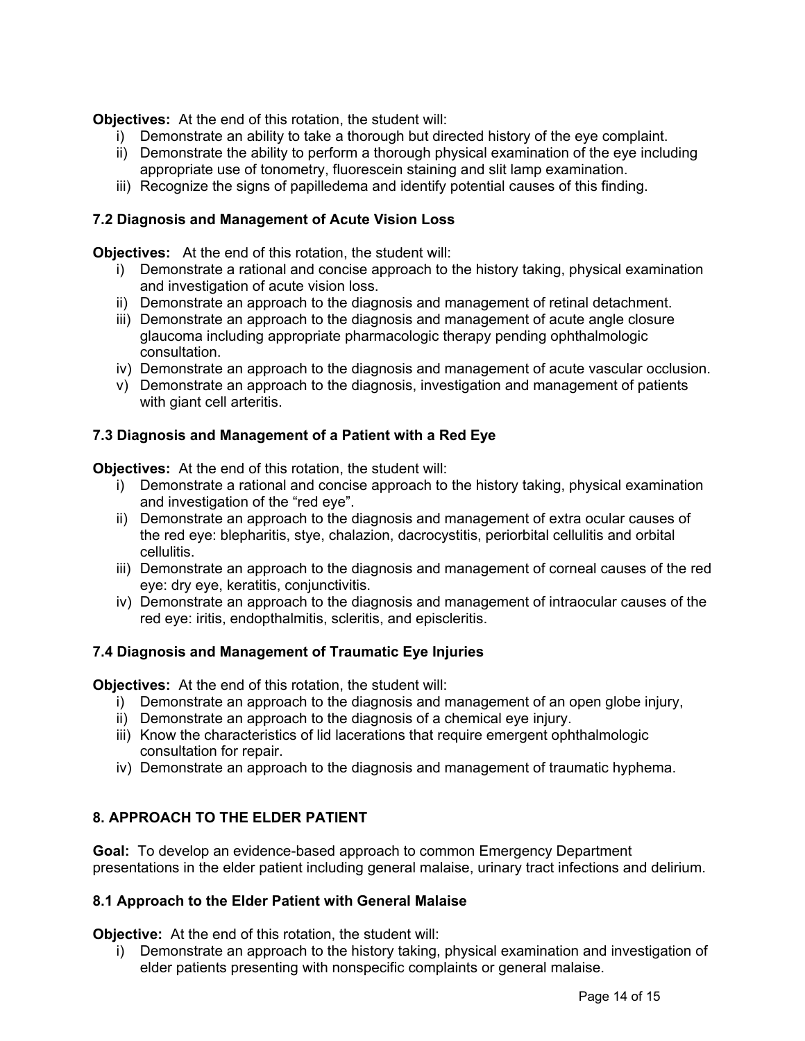**Objectives:** At the end of this rotation, the student will:

i) Demonstrate an ability to take a thorough but directed history of the eye complaint.
ii) Demonstrate the ability to perform a thorough physical examination of the eye including appropriate use of tonometry, fluorescein staining and slit lamp examination.
iii) Recognize the signs of papilledema and identify potential causes of this finding.

### 7.2 Diagnosis and Management of Acute Vision Loss

**Objectives:** At the end of this rotation, the student will:

i) Demonstrate a rational and concise approach to the history taking, physical examination and investigation of acute vision loss.
ii) Demonstrate an approach to the diagnosis and management of retinal detachment.
iii) Demonstrate an approach to the diagnosis and management of acute angle closure glaucoma including appropriate pharmacologic therapy pending ophthalmologic consultation.
iv) Demonstrate an approach to the diagnosis and management of acute vascular occlusion.
v) Demonstrate an approach to the diagnosis, investigation and management of patients with giant cell arteritis.

### 7.3 Diagnosis and Management of a Patient with a Red Eye

**Objectives:** At the end of this rotation, the student will:

i) Demonstrate a rational and concise approach to the history taking, physical examination and investigation of the "red eye".
ii) Demonstrate an approach to the diagnosis and management of extra ocular causes of the red eye: blepharitis, stye, chalazion, dacrocystitis, periorbital cellulitis and orbital cellulitis.
iii) Demonstrate an approach to the diagnosis and management of corneal causes of the red eye: dry eye, keratitis, conjunctivitis.
iv) Demonstrate an approach to the diagnosis and management of intraocular causes of the red eye: iritis, endopthalmitis, scleritis, and episcleritis.

### 7.4 Diagnosis and Management of Traumatic Eye Injuries

**Objectives:** At the end of this rotation, the student will:

i) Demonstrate an approach to the diagnosis and management of an open globe injury,
ii) Demonstrate an approach to the diagnosis of a chemical eye injury.
iii) Know the characteristics of lid lacerations that require emergent ophthalmologic consultation for repair.
iv) Demonstrate an approach to the diagnosis and management of traumatic hyphema.

## 8. APPROACH TO THE ELDER PATIENT

**Goal:** To develop an evidence-based approach to common Emergency Department presentations in the elder patient including general malaise, urinary tract infections and delirium.

### 8.1 Approach to the Elder Patient with General Malaise

**Objective:** At the end of this rotation, the student will:

i) Demonstrate an approach to the history taking, physical examination and investigation of elder patients presenting with nonspecific complaints or general malaise.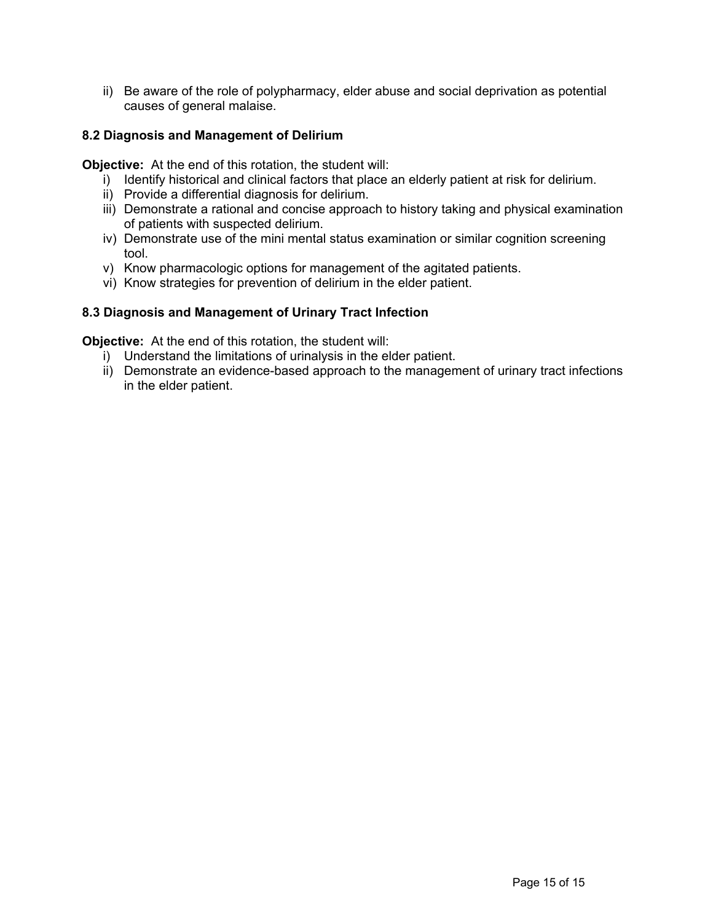ii) Be aware of the role of polypharmacy, elder abuse and social deprivation as potential causes of general malaise.

### 8.2 Diagnosis and Management of Delirium

**Objective:** At the end of this rotation, the student will:

i) Identify historical and clinical factors that place an elderly patient at risk for delirium.
ii) Provide a differential diagnosis for delirium.
iii) Demonstrate a rational and concise approach to history taking and physical examination of patients with suspected delirium.
iv) Demonstrate use of the mini mental status examination or similar cognition screening tool.
v) Know pharmacologic options for management of the agitated patients.
vi) Know strategies for prevention of delirium in the elder patient.

### 8.3 Diagnosis and Management of Urinary Tract Infection

**Objective:** At the end of this rotation, the student will:

i) Understand the limitations of urinalysis in the elder patient.
ii) Demonstrate an evidence-based approach to the management of urinary tract infections in the elder patient.